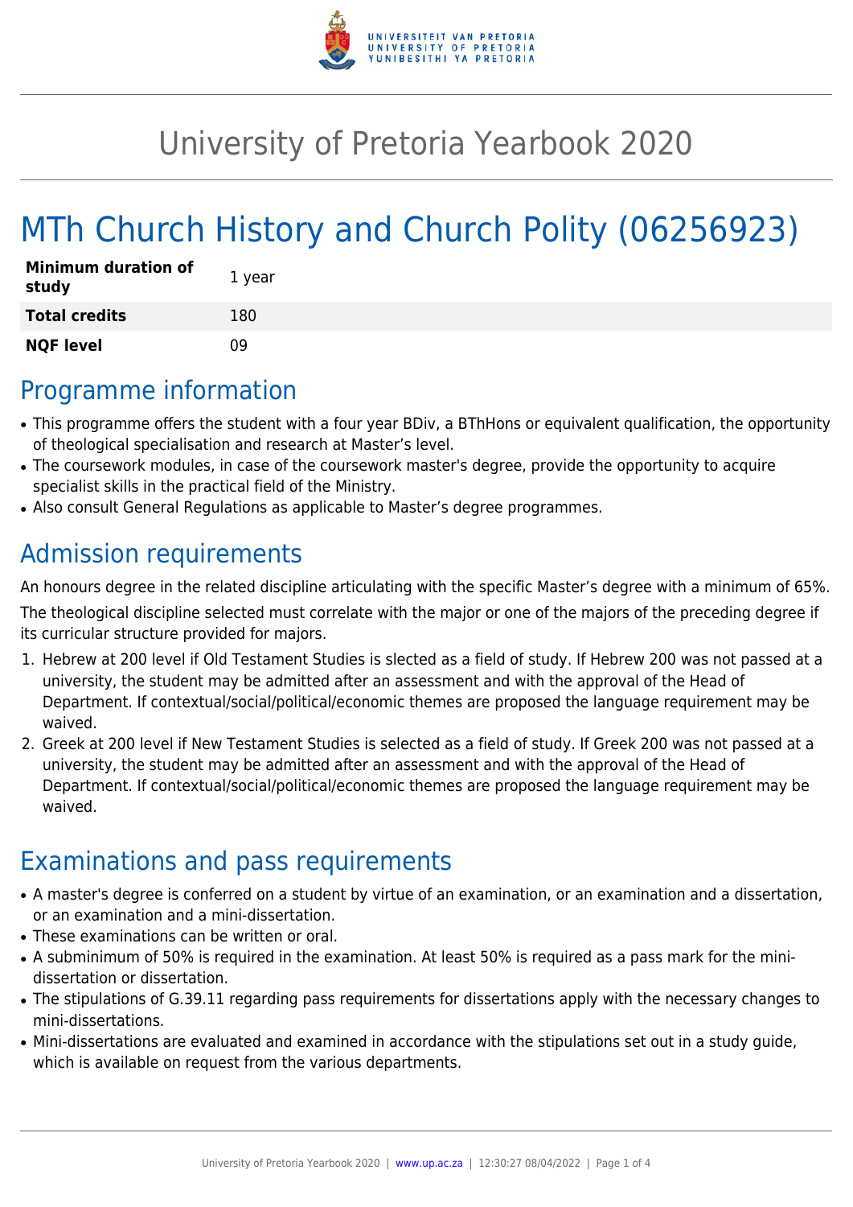# University of Pretoria Yearbook 2020

# MTh Church History and Church Polity (06256923)

| **Minimum duration of study** | 1 year |
|---|---|
| **Total credits** | 180 |
| **NQF level** | 09 |

## Programme information

- This programme offers the student with a four year BDiv, a BThHons or equivalent qualification, the opportunity of theological specialisation and research at Master's level.
- The coursework modules, in case of the coursework master's degree, provide the opportunity to acquire specialist skills in the practical field of the Ministry.
- Also consult General Regulations as applicable to Master's degree programmes.

## Admission requirements

An honours degree in the related discipline articulating with the specific Master's degree with a minimum of 65%.

The theological discipline selected must correlate with the major or one of the majors of the preceding degree if its curricular structure provided for majors.

1. Hebrew at 200 level if Old Testament Studies is slected as a field of study. If Hebrew 200 was not passed at a university, the student may be admitted after an assessment and with the approval of the Head of Department. If contextual/social/political/economic themes are proposed the language requirement may be waived.
2. Greek at 200 level if New Testament Studies is selected as a field of study. If Greek 200 was not passed at a university, the student may be admitted after an assessment and with the approval of the Head of Department. If contextual/social/political/economic themes are proposed the language requirement may be waived.

## Examinations and pass requirements

- A master's degree is conferred on a student by virtue of an examination, or an examination and a dissertation, or an examination and a mini-dissertation.
- These examinations can be written or oral.
- A subminimum of 50% is required in the examination. At least 50% is required as a pass mark for the mini-dissertation or dissertation.
- The stipulations of G.39.11 regarding pass requirements for dissertations apply with the necessary changes to mini-dissertations.
- Mini-dissertations are evaluated and examined in accordance with the stipulations set out in a study guide, which is available on request from the various departments.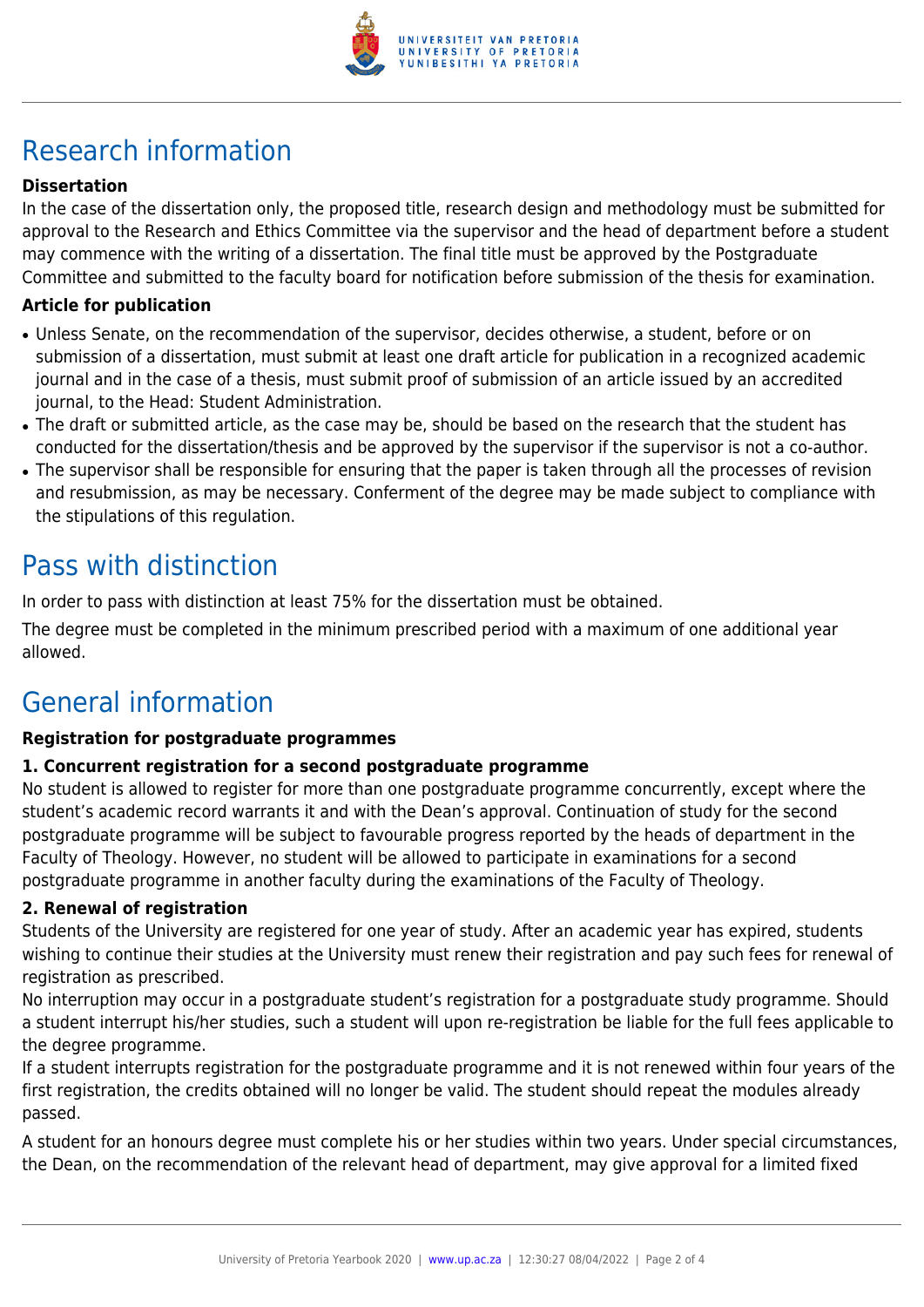# Research information

### Dissertation

In the case of the dissertation only, the proposed title, research design and methodology must be submitted for approval to the Research and Ethics Committee via the supervisor and the head of department before a student may commence with the writing of a dissertation. The final title must be approved by the Postgraduate Committee and submitted to the faculty board for notification before submission of the thesis for examination.

### Article for publication

- Unless Senate, on the recommendation of the supervisor, decides otherwise, a student, before or on submission of a dissertation, must submit at least one draft article for publication in a recognized academic journal and in the case of a thesis, must submit proof of submission of an article issued by an accredited journal, to the Head: Student Administration.
- The draft or submitted article, as the case may be, should be based on the research that the student has conducted for the dissertation/thesis and be approved by the supervisor if the supervisor is not a co-author.
- The supervisor shall be responsible for ensuring that the paper is taken through all the processes of revision and resubmission, as may be necessary. Conferment of the degree may be made subject to compliance with the stipulations of this regulation.

# Pass with distinction

In order to pass with distinction at least 75% for the dissertation must be obtained.

The degree must be completed in the minimum prescribed period with a maximum of one additional year allowed.

# General information

### Registration for postgraduate programmes

#### 1. Concurrent registration for a second postgraduate programme

No student is allowed to register for more than one postgraduate programme concurrently, except where the student's academic record warrants it and with the Dean's approval. Continuation of study for the second postgraduate programme will be subject to favourable progress reported by the heads of department in the Faculty of Theology. However, no student will be allowed to participate in examinations for a second postgraduate programme in another faculty during the examinations of the Faculty of Theology.

#### 2. Renewal of registration

Students of the University are registered for one year of study. After an academic year has expired, students wishing to continue their studies at the University must renew their registration and pay such fees for renewal of registration as prescribed.

No interruption may occur in a postgraduate student's registration for a postgraduate study programme. Should a student interrupt his/her studies, such a student will upon re-registration be liable for the full fees applicable to the degree programme.

If a student interrupts registration for the postgraduate programme and it is not renewed within four years of the first registration, the credits obtained will no longer be valid. The student should repeat the modules already passed.

A student for an honours degree must complete his or her studies within two years. Under special circumstances, the Dean, on the recommendation of the relevant head of department, may give approval for a limited fixed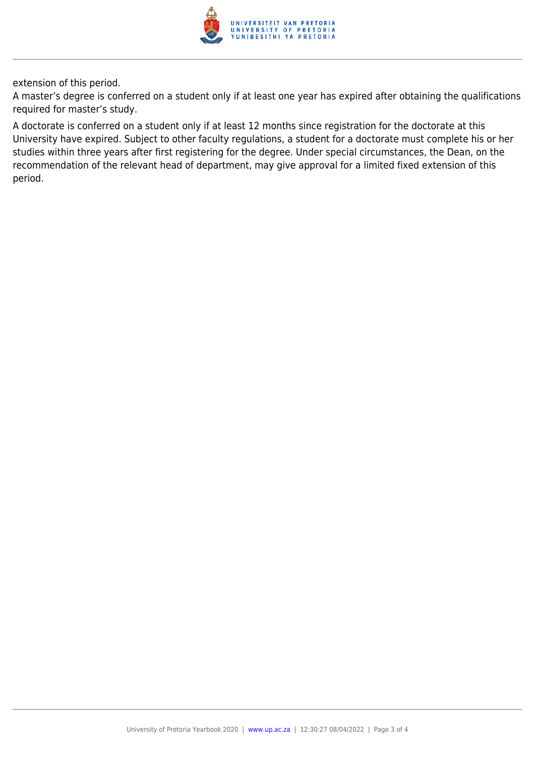extension of this period.

A master's degree is conferred on a student only if at least one year has expired after obtaining the qualifications required for master's study.

A doctorate is conferred on a student only if at least 12 months since registration for the doctorate at this University have expired. Subject to other faculty regulations, a student for a doctorate must complete his or her studies within three years after first registering for the degree. Under special circumstances, the Dean, on the recommendation of the relevant head of department, may give approval for a limited fixed extension of this period.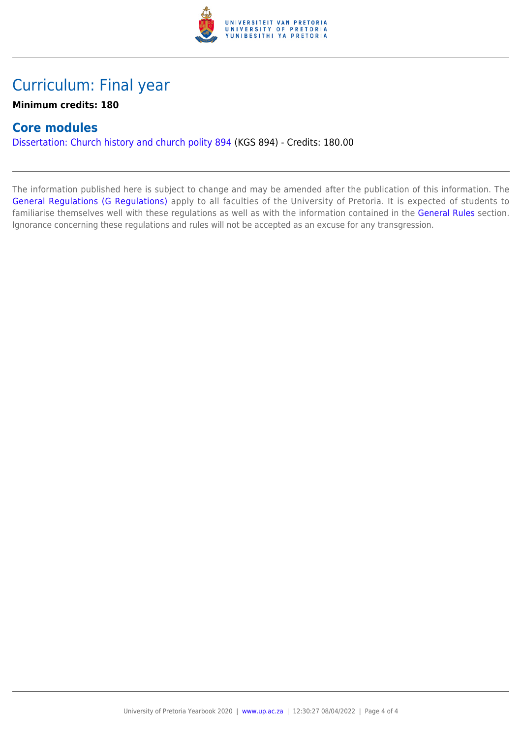# Curriculum: Final year

**Minimum credits: 180**

## Core modules

Dissertation: Church history and church polity 894 (KGS 894) - Credits: 180.00

The information published here is subject to change and may be amended after the publication of this information. The General Regulations (G Regulations) apply to all faculties of the University of Pretoria. It is expected of students to familiarise themselves well with these regulations as well as with the information contained in the General Rules section. Ignorance concerning these regulations and rules will not be accepted as an excuse for any transgression.